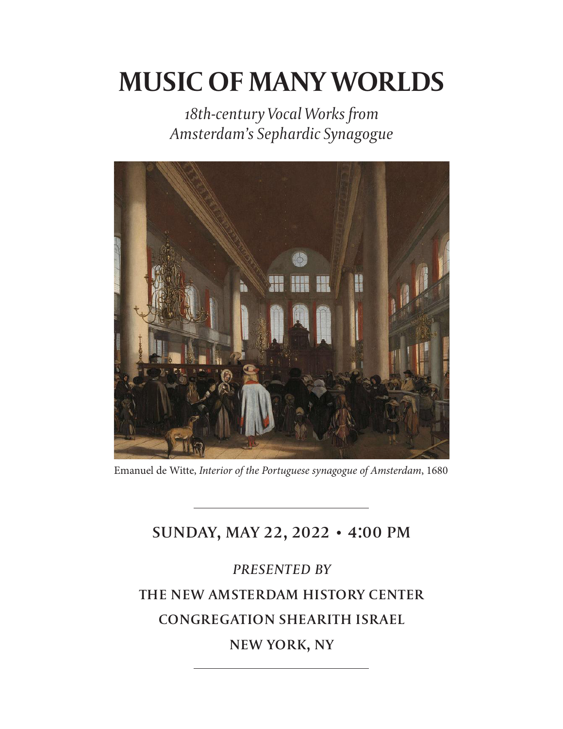# MUSIC OF MANY WORLDS

*18th-century Vocal Works from Amsterdam's Sephardic Synagogue*

Emanuel de Witte, *Interior of the Portuguese synagogue of Amsterdam*, 1680

---

**SUNDAY, MAY 22, 2022 • 4:00 PM**

*PRESENTED BY*

**THE NEW AMSTERDAM HISTORY CENTER**

**CONGREGATION SHEARITH ISRAEL**

**NEW YORK, NY**

---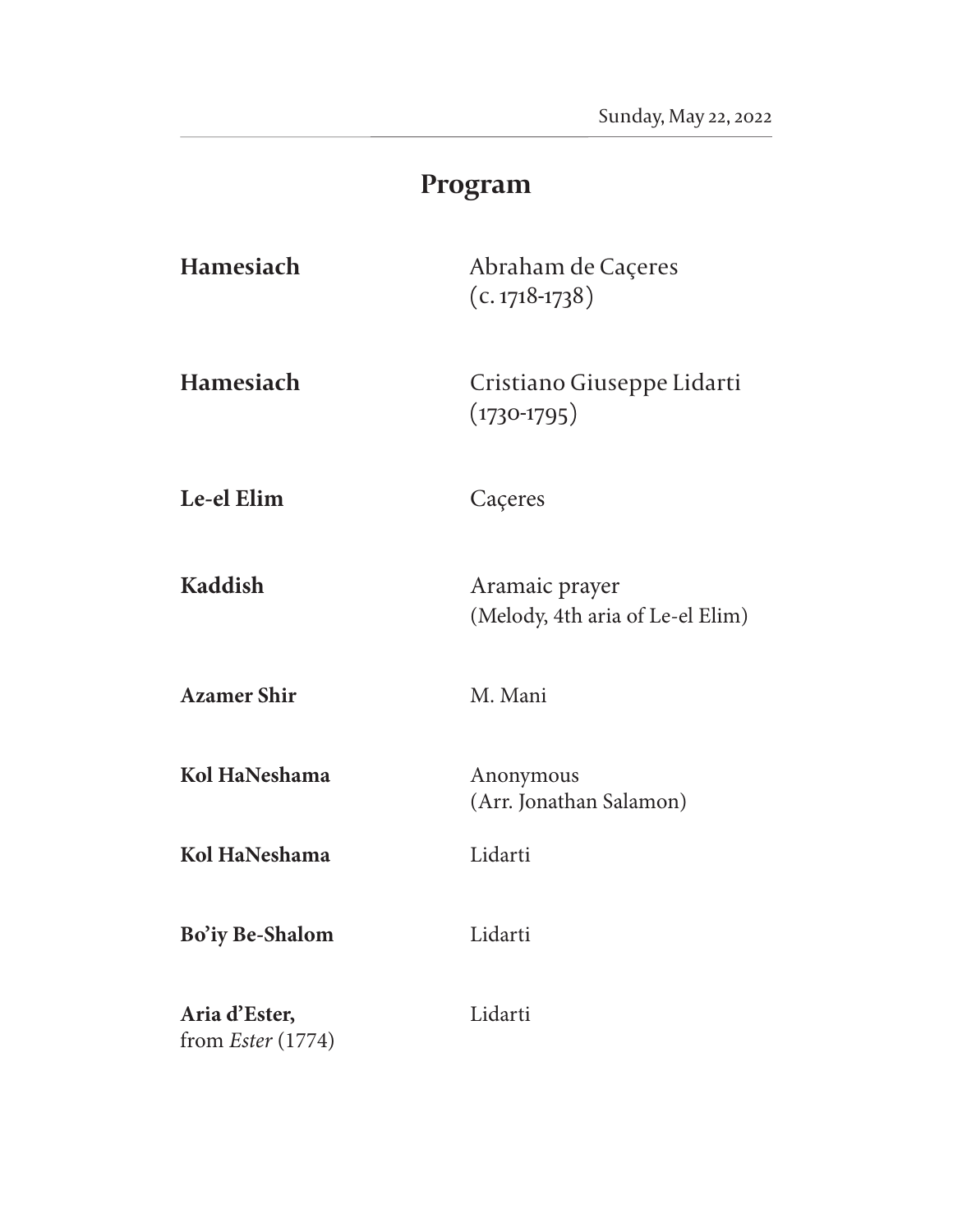Sunday, May 22, 2022

# Program

| | |
|---|---|
| **Hamesiach** | Abraham de Caçeres (c. 1718-1738) |
| **Hamesiach** | Cristiano Giuseppe Lidarti (1730-1795) |
| **Le-el Elim** | Caçeres |
| **Kaddish** | Aramaic prayer (Melody, 4th aria of Le-el Elim) |
| **Azamer Shir** | M. Mani |
| **Kol HaNeshama** | Anonymous (Arr. Jonathan Salamon) |
| **Kol HaNeshama** | Lidarti |
| **Bo'iy Be-Shalom** | Lidarti |
| **Aria d'Ester,** from *Ester* (1774) | Lidarti |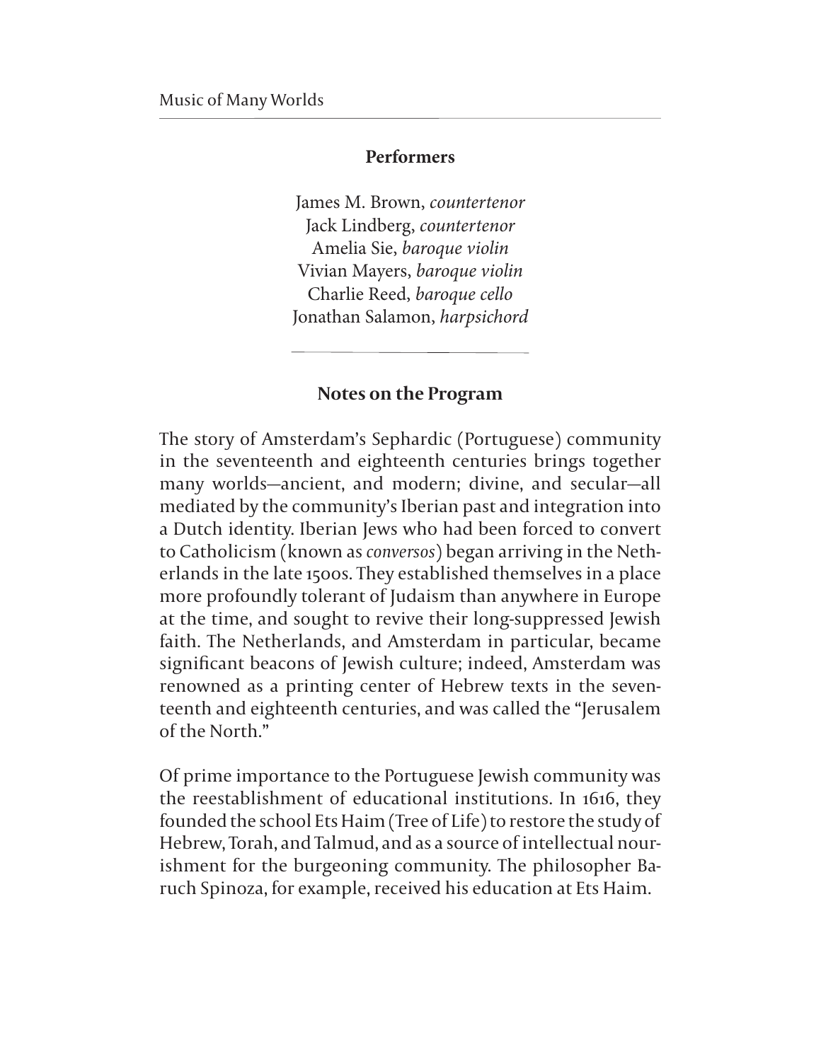## Performers

James M. Brown, *countertenor*
Jack Lindberg, *countertenor*
Amelia Sie, *baroque violin*
Vivian Mayers, *baroque violin*
Charlie Reed, *baroque cello*
Jonathan Salamon, *harpsichord*

---

## Notes on the Program

The story of Amsterdam's Sephardic (Portuguese) community in the seventeenth and eighteenth centuries brings together many worlds—ancient, and modern; divine, and secular—all mediated by the community's Iberian past and integration into a Dutch identity. Iberian Jews who had been forced to convert to Catholicism (known as *conversos*) began arriving in the Netherlands in the late 1500s. They established themselves in a place more profoundly tolerant of Judaism than anywhere in Europe at the time, and sought to revive their long-suppressed Jewish faith. The Netherlands, and Amsterdam in particular, became significant beacons of Jewish culture; indeed, Amsterdam was renowned as a printing center of Hebrew texts in the seventeenth and eighteenth centuries, and was called the "Jerusalem of the North."

Of prime importance to the Portuguese Jewish community was the reestablishment of educational institutions. In 1616, they founded the school Ets Haim (Tree of Life) to restore the study of Hebrew, Torah, and Talmud, and as a source of intellectual nourishment for the burgeoning community. The philosopher Baruch Spinoza, for example, received his education at Ets Haim.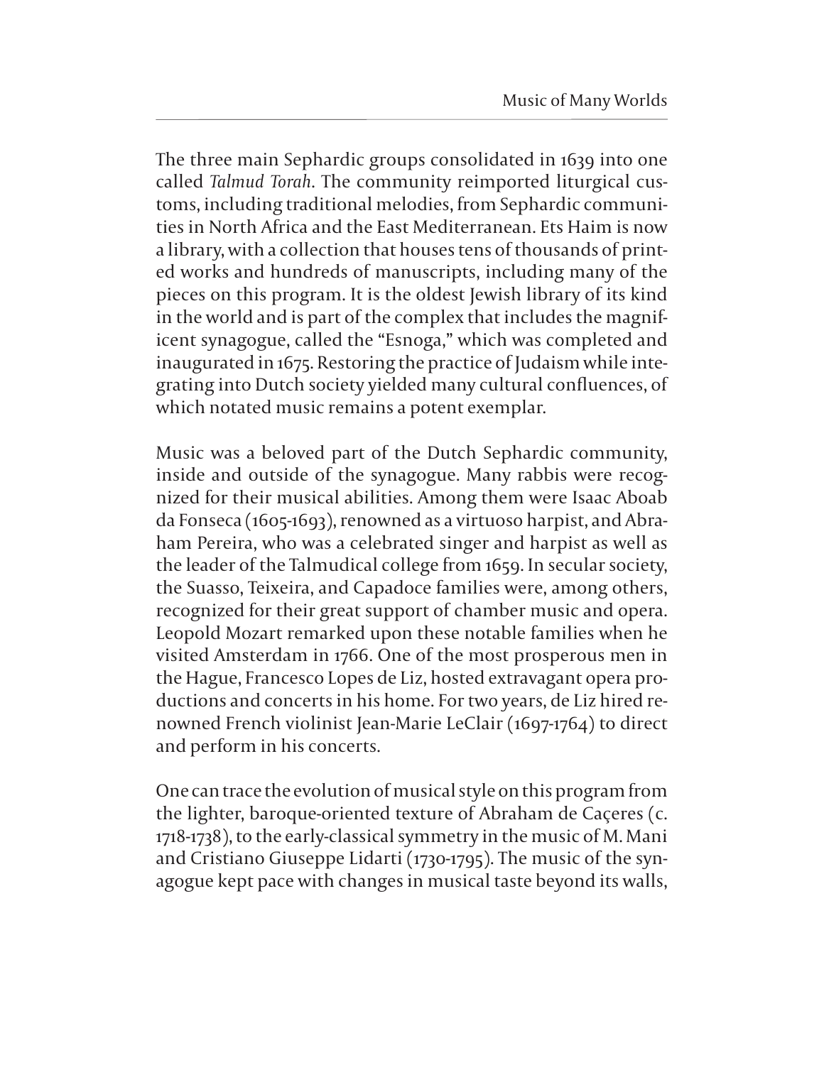The three main Sephardic groups consolidated in 1639 into one called *Talmud Torah*. The community reimported liturgical customs, including traditional melodies, from Sephardic communities in North Africa and the East Mediterranean. Ets Haim is now a library, with a collection that houses tens of thousands of printed works and hundreds of manuscripts, including many of the pieces on this program. It is the oldest Jewish library of its kind in the world and is part of the complex that includes the magnificent synagogue, called the "Esnoga," which was completed and inaugurated in 1675. Restoring the practice of Judaism while integrating into Dutch society yielded many cultural confluences, of which notated music remains a potent exemplar.

Music was a beloved part of the Dutch Sephardic community, inside and outside of the synagogue. Many rabbis were recognized for their musical abilities. Among them were Isaac Aboab da Fonseca (1605-1693), renowned as a virtuoso harpist, and Abraham Pereira, who was a celebrated singer and harpist as well as the leader of the Talmudical college from 1659. In secular society, the Suasso, Teixeira, and Capadoce families were, among others, recognized for their great support of chamber music and opera. Leopold Mozart remarked upon these notable families when he visited Amsterdam in 1766. One of the most prosperous men in the Hague, Francesco Lopes de Liz, hosted extravagant opera productions and concerts in his home. For two years, de Liz hired renowned French violinist Jean-Marie LeClair (1697-1764) to direct and perform in his concerts.

One can trace the evolution of musical style on this program from the lighter, baroque-oriented texture of Abraham de Caçeres (c. 1718-1738), to the early-classical symmetry in the music of M. Mani and Cristiano Giuseppe Lidarti (1730-1795). The music of the synagogue kept pace with changes in musical taste beyond its walls,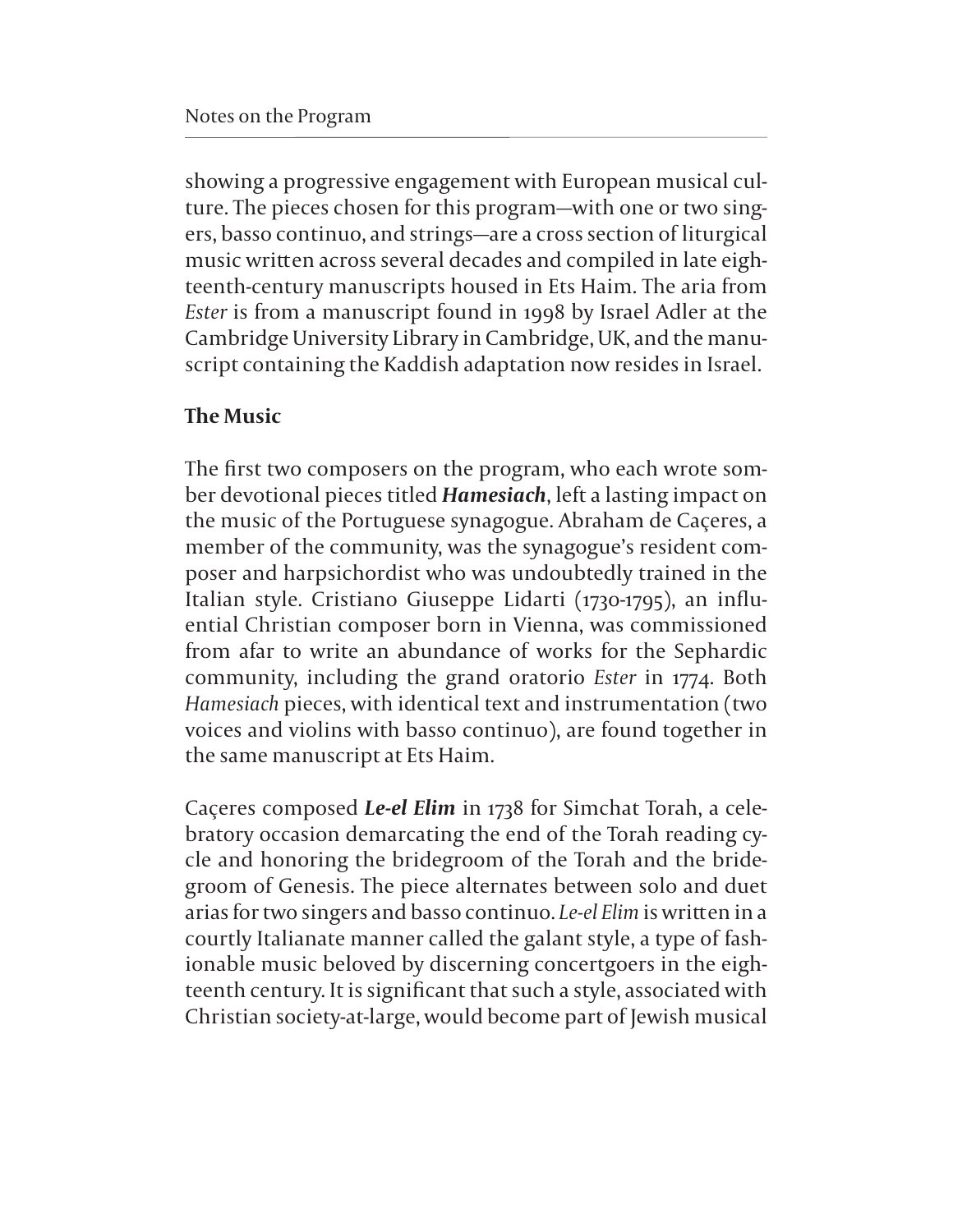showing a progressive engagement with European musical culture. The pieces chosen for this program—with one or two singers, basso continuo, and strings—are a cross section of liturgical music written across several decades and compiled in late eighteenth-century manuscripts housed in Ets Haim. The aria from *Ester* is from a manuscript found in 1998 by Israel Adler at the Cambridge University Library in Cambridge, UK, and the manuscript containing the Kaddish adaptation now resides in Israel.

**The Music**

The first two composers on the program, who each wrote somber devotional pieces titled ***Hamesiach***, left a lasting impact on the music of the Portuguese synagogue. Abraham de Caçeres, a member of the community, was the synagogue's resident composer and harpsichordist who was undoubtedly trained in the Italian style. Cristiano Giuseppe Lidarti (1730-1795), an influential Christian composer born in Vienna, was commissioned from afar to write an abundance of works for the Sephardic community, including the grand oratorio *Ester* in 1774. Both *Hamesiach* pieces, with identical text and instrumentation (two voices and violins with basso continuo), are found together in the same manuscript at Ets Haim.

Caçeres composed ***Le-el Elim*** in 1738 for Simchat Torah, a celebratory occasion demarcating the end of the Torah reading cycle and honoring the bridegroom of the Torah and the bridegroom of Genesis. The piece alternates between solo and duet arias for two singers and basso continuo. *Le-el Elim* is written in a courtly Italianate manner called the galant style, a type of fashionable music beloved by discerning concertgoers in the eighteenth century. It is significant that such a style, associated with Christian society-at-large, would become part of Jewish musical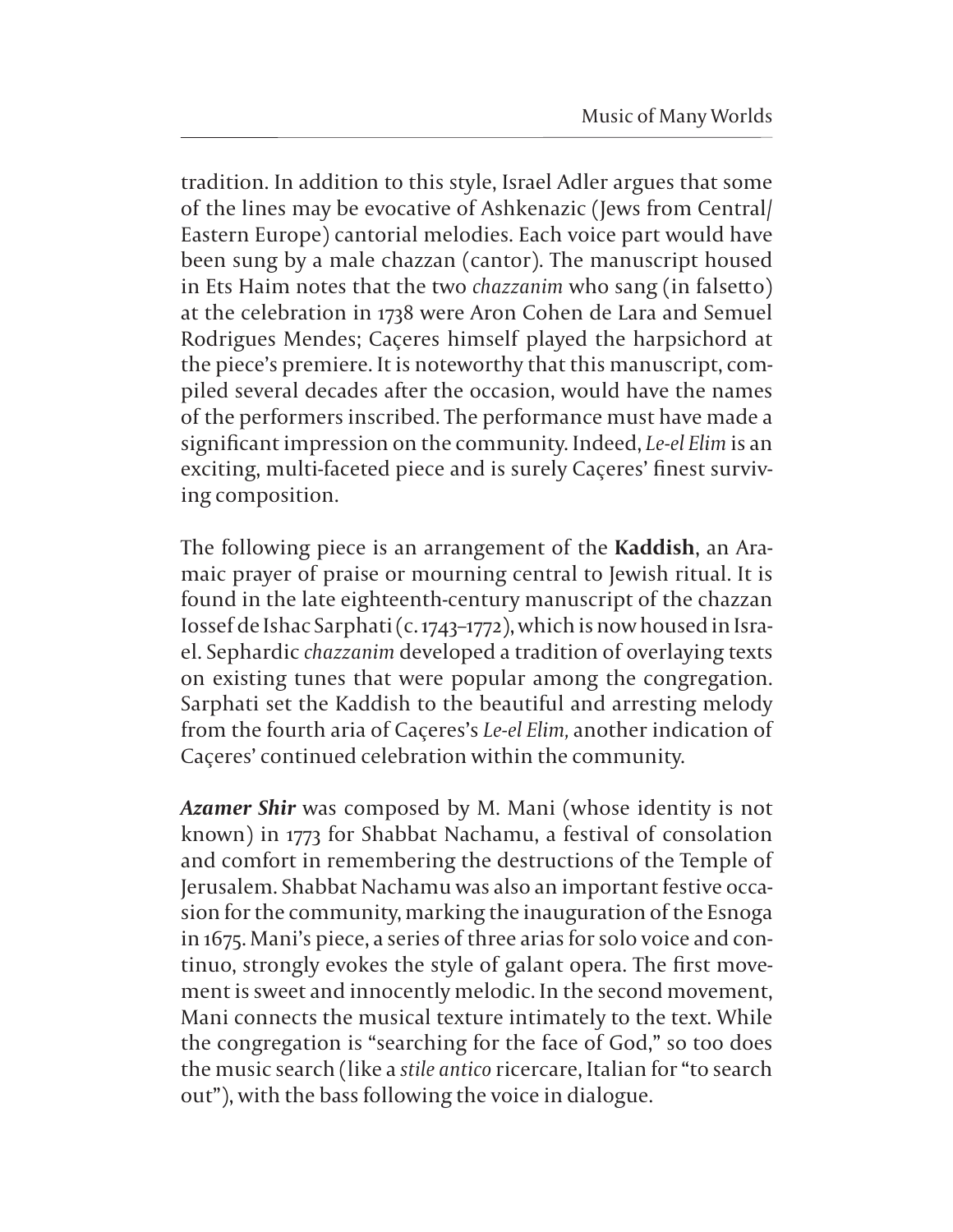tradition. In addition to this style, Israel Adler argues that some of the lines may be evocative of Ashkenazic (Jews from Central/Eastern Europe) cantorial melodies. Each voice part would have been sung by a male chazzan (cantor). The manuscript housed in Ets Haim notes that the two *chazzanim* who sang (in falsetto) at the celebration in 1738 were Aron Cohen de Lara and Semuel Rodrigues Mendes; Caçeres himself played the harpsichord at the piece's premiere. It is noteworthy that this manuscript, compiled several decades after the occasion, would have the names of the performers inscribed. The performance must have made a significant impression on the community. Indeed, *Le-el Elim* is an exciting, multi-faceted piece and is surely Caçeres' finest surviving composition.

The following piece is an arrangement of the **Kaddish**, an Aramaic prayer of praise or mourning central to Jewish ritual. It is found in the late eighteenth-century manuscript of the chazzan Iossef de Ishac Sarphati (c. 1743–1772), which is now housed in Israel. Sephardic *chazzanim* developed a tradition of overlaying texts on existing tunes that were popular among the congregation. Sarphati set the Kaddish to the beautiful and arresting melody from the fourth aria of Caçeres's *Le-el Elim,* another indication of Caçeres' continued celebration within the community.

***Azamer Shir*** was composed by M. Mani (whose identity is not known) in 1773 for Shabbat Nachamu, a festival of consolation and comfort in remembering the destructions of the Temple of Jerusalem. Shabbat Nachamu was also an important festive occasion for the community, marking the inauguration of the Esnoga in 1675. Mani's piece, a series of three arias for solo voice and continuo, strongly evokes the style of galant opera. The first movement is sweet and innocently melodic. In the second movement, Mani connects the musical texture intimately to the text. While the congregation is "searching for the face of God," so too does the music search (like a *stile antico* ricercare, Italian for "to search out"), with the bass following the voice in dialogue.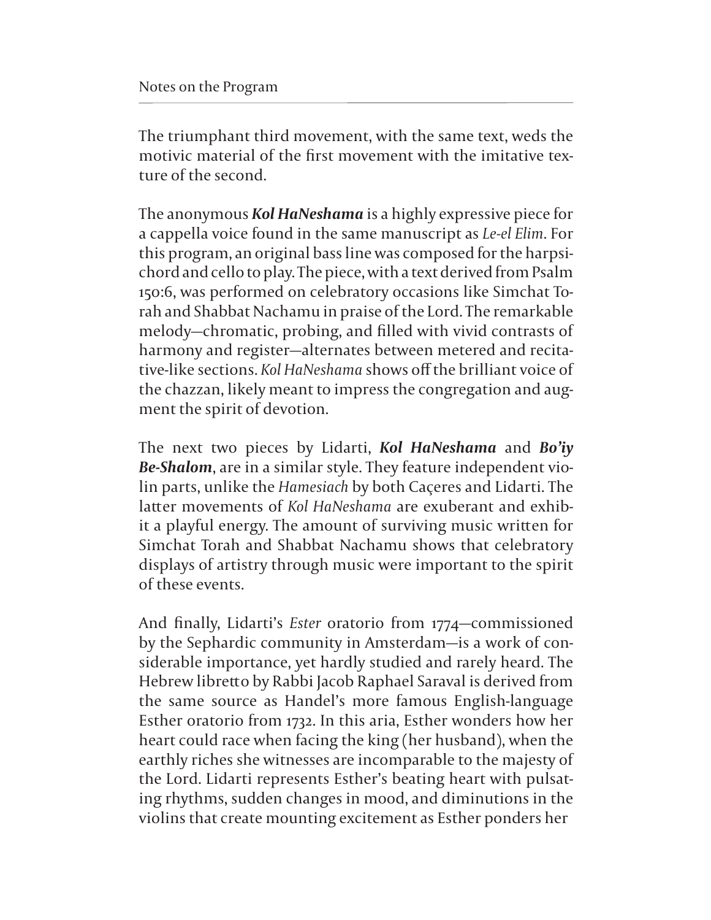The triumphant third movement, with the same text, weds the motivic material of the first movement with the imitative texture of the second.

The anonymous ***Kol HaNeshama*** is a highly expressive piece for a cappella voice found in the same manuscript as *Le-el Elim*. For this program, an original bass line was composed for the harpsichord and cello to play. The piece, with a text derived from Psalm 150:6, was performed on celebratory occasions like Simchat Torah and Shabbat Nachamu in praise of the Lord. The remarkable melody—chromatic, probing, and filled with vivid contrasts of harmony and register—alternates between metered and recitative-like sections. *Kol HaNeshama* shows off the brilliant voice of the chazzan, likely meant to impress the congregation and augment the spirit of devotion.

The next two pieces by Lidarti, ***Kol HaNeshama*** and ***Bo'iy Be-Shalom***, are in a similar style. They feature independent violin parts, unlike the *Hamesiach* by both Caçeres and Lidarti. The latter movements of *Kol HaNeshama* are exuberant and exhibit a playful energy. The amount of surviving music written for Simchat Torah and Shabbat Nachamu shows that celebratory displays of artistry through music were important to the spirit of these events.

And finally, Lidarti's *Ester* oratorio from 1774—commissioned by the Sephardic community in Amsterdam—is a work of considerable importance, yet hardly studied and rarely heard. The Hebrew libretto by Rabbi Jacob Raphael Saraval is derived from the same source as Handel's more famous English-language Esther oratorio from 1732. In this aria, Esther wonders how her heart could race when facing the king (her husband), when the earthly riches she witnesses are incomparable to the majesty of the Lord. Lidarti represents Esther's beating heart with pulsating rhythms, sudden changes in mood, and diminutions in the violins that create mounting excitement as Esther ponders her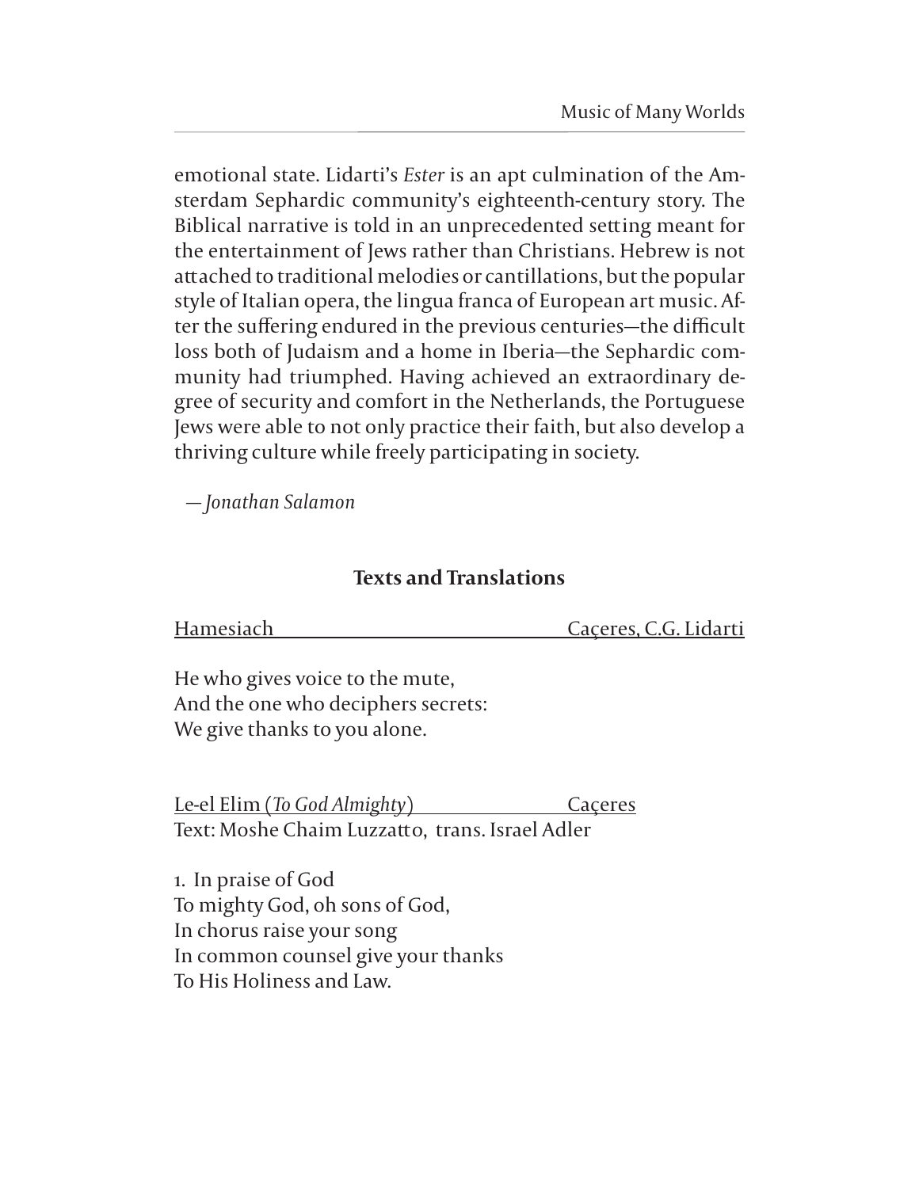emotional state. Lidarti's *Ester* is an apt culmination of the Amsterdam Sephardic community's eighteenth-century story. The Biblical narrative is told in an unprecedented setting meant for the entertainment of Jews rather than Christians. Hebrew is not attached to traditional melodies or cantillations, but the popular style of Italian opera, the lingua franca of European art music. After the suffering endured in the previous centuries—the difficult loss both of Judaism and a home in Iberia—the Sephardic community had triumphed. Having achieved an extraordinary degree of security and comfort in the Netherlands, the Portuguese Jews were able to not only practice their faith, but also develop a thriving culture while freely participating in society.

*— Jonathan Salamon*

## Texts and Translations

Hamesiach — Caçeres, C.G. Lidarti

He who gives voice to the mute,
And the one who deciphers secrets:
We give thanks to you alone.

Le-el Elim (*To God Almighty*) — Caçeres
Text: Moshe Chaim Luzzatto, trans. Israel Adler

1. In praise of God
To mighty God, oh sons of God,
In chorus raise your song
In common counsel give your thanks
To His Holiness and Law.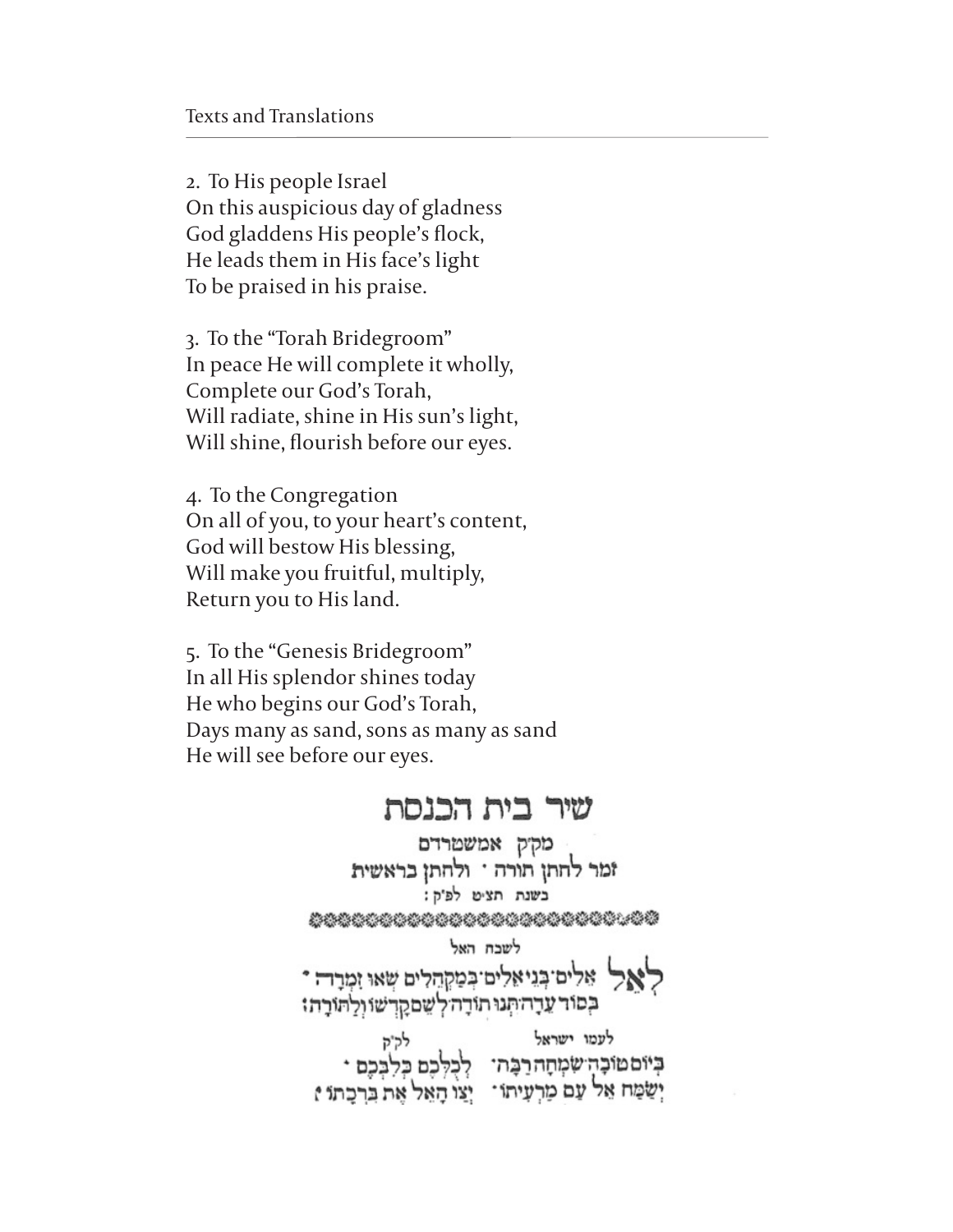2. To His people Israel
On this auspicious day of gladness
God gladdens His people's flock,
He leads them in His face's light
To be praised in his praise.

3. To the "Torah Bridegroom"
In peace He will complete it wholly,
Complete our God's Torah,
Will radiate, shine in His sun's light,
Will shine, flourish before our eyes.

4. To the Congregation
On all of you, to your heart's content,
God will bestow His blessing,
Will make you fruitful, multiply,
Return you to His land.

5. To the "Genesis Bridegroom"
In all His splendor shines today
He who begins our God's Torah,
Days many as sand, sons as many as sand
He will see before our eyes.

# שיר בית הכנסת

מק"ק אמשטרדם

זמר לחתן תורה · ולחתן בראשית

בשנת תצ"ט לפ"ק:

לשבח האל

לְאֵל אֵלִים בְּנֵי אֵלִים בְּמַקְהֵלִים שְׂאוּ זִמְרָה ·
בְּסוֹד עֵדָה תְּנוּ תוֹדָה לְשֵׁם קָדְשׁוֹ וְלַתּוֹרָה:

לעמו ישראל

בְּיוֹם טוֹבָה שִׂמְחָה רַבָּה ·
יְשַׂמַּח אֵל עַם מַרְעִיתוֹ ·

לק"ק

לְכֻלְּכֶם כִּלְבַבְכֶם ·
יְצַו הָאֵל אֶת בִּרְכָתוֹ: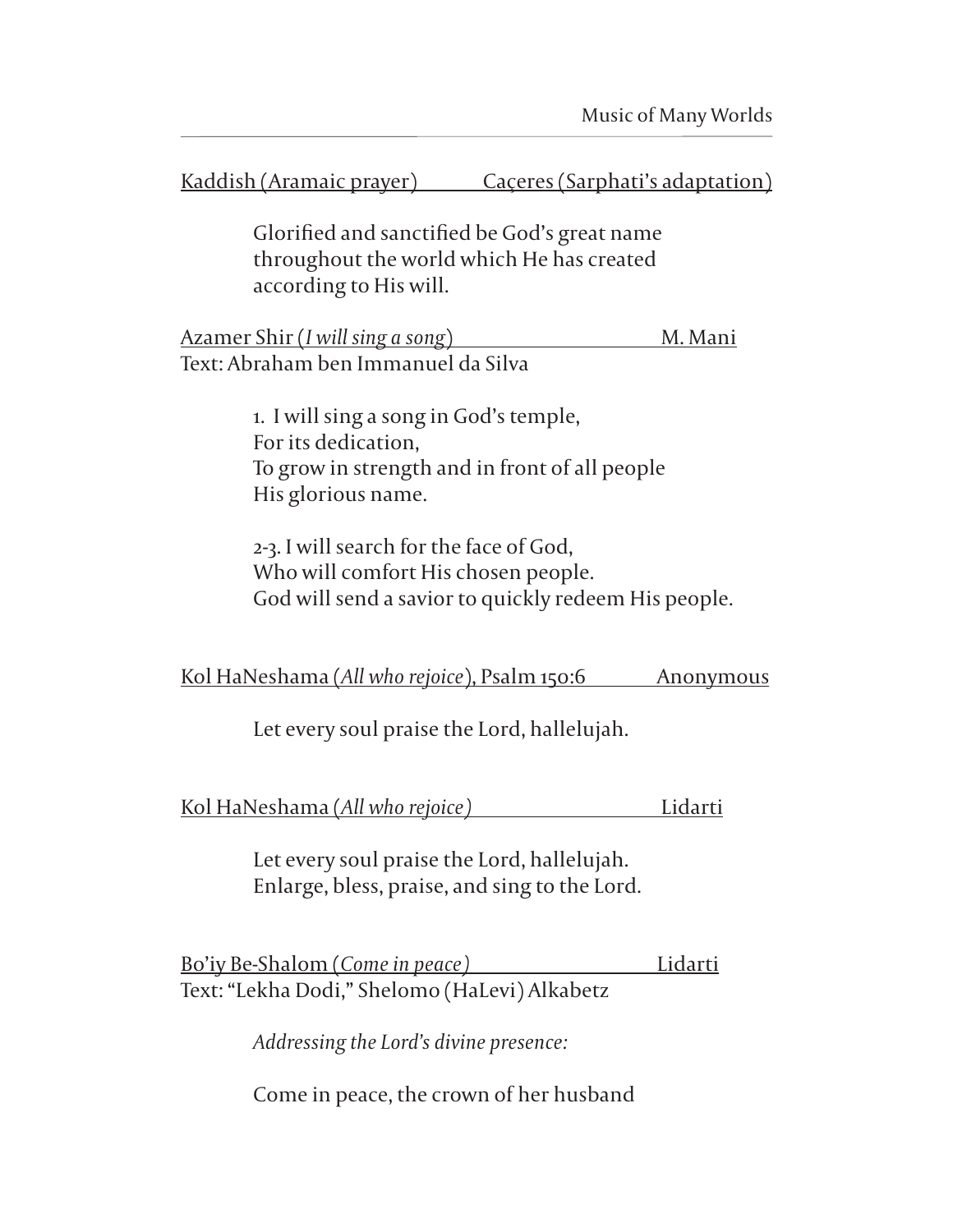Kaddish (Aramaic prayer) Caçeres (Sarphati's adaptation)

> Glorified and sanctified be God's great name
> throughout the world which He has created
> according to His will.

Azamer Shir (*I will sing a song*) M. Mani
Text: Abraham ben Immanuel da Silva

> 1. I will sing a song in God's temple,
> For its dedication,
> To grow in strength and in front of all people
> His glorious name.
>
> 2-3. I will search for the face of God,
> Who will comfort His chosen people.
> God will send a savior to quickly redeem His people.

Kol HaNeshama (*All who rejoice*), Psalm 150:6 Anonymous

> Let every soul praise the Lord, hallelujah.

Kol HaNeshama (*All who rejoice*) Lidarti

> Let every soul praise the Lord, hallelujah.
> Enlarge, bless, praise, and sing to the Lord.

Bo'iy Be-Shalom (*Come in peace*) Lidarti
Text: "Lekha Dodi," Shelomo (HaLevi) Alkabetz

> *Addressing the Lord's divine presence:*
>
> Come in peace, the crown of her husband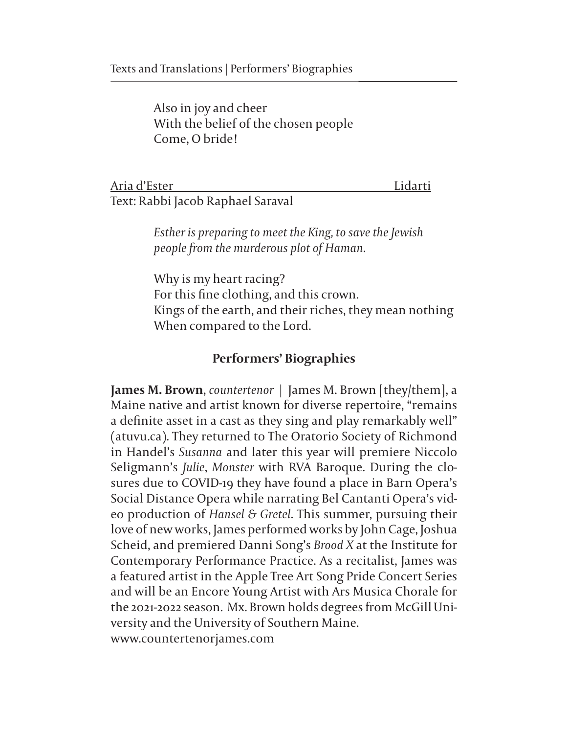Also in joy and cheer  
With the belief of the chosen people  
Come, O bride!

Aria d'Ester — Lidarti  
Text: Rabbi Jacob Raphael Saraval

*Esther is preparing to meet the King, to save the Jewish people from the murderous plot of Haman.*

Why is my heart racing?  
For this fine clothing, and this crown.  
Kings of the earth, and their riches, they mean nothing  
When compared to the Lord.

## Performers' Biographies

**James M. Brown**, *countertenor* | James M. Brown [they/them], a Maine native and artist known for diverse repertoire, "remains a definite asset in a cast as they sing and play remarkably well" (atuvu.ca). They returned to The Oratorio Society of Richmond in Handel's *Susanna* and later this year will premiere Niccolo Seligmann's *Julie*, *Monster* with RVA Baroque. During the closures due to COVID-19 they have found a place in Barn Opera's Social Distance Opera while narrating Bel Cantanti Opera's video production of *Hansel & Gretel*. This summer, pursuing their love of new works, James performed works by John Cage, Joshua Scheid, and premiered Danni Song's *Brood X* at the Institute for Contemporary Performance Practice. As a recitalist, James was a featured artist in the Apple Tree Art Song Pride Concert Series and will be an Encore Young Artist with Ars Musica Chorale for the 2021-2022 season. Mx. Brown holds degrees from McGill University and the University of Southern Maine.  
www.countertenorjames.com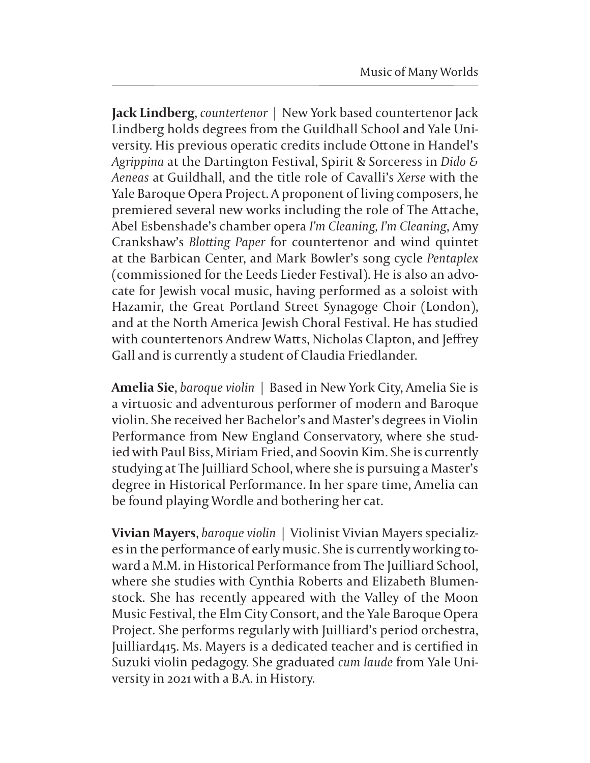**Jack Lindberg**, *countertenor* | New York based countertenor Jack Lindberg holds degrees from the Guildhall School and Yale University. His previous operatic credits include Ottone in Handel's *Agrippina* at the Dartington Festival, Spirit & Sorceress in *Dido & Aeneas* at Guildhall, and the title role of Cavalli's *Xerse* with the Yale Baroque Opera Project. A proponent of living composers, he premiered several new works including the role of The Attache, Abel Esbenshade's chamber opera *I'm Cleaning, I'm Cleaning*, Amy Crankshaw's *Blotting Paper* for countertenor and wind quintet at the Barbican Center, and Mark Bowler's song cycle *Pentaplex* (commissioned for the Leeds Lieder Festival). He is also an advocate for Jewish vocal music, having performed as a soloist with Hazamir, the Great Portland Street Synagoge Choir (London), and at the North America Jewish Choral Festival. He has studied with countertenors Andrew Watts, Nicholas Clapton, and Jeffrey Gall and is currently a student of Claudia Friedlander.

**Amelia Sie**, *baroque violin* | Based in New York City, Amelia Sie is a virtuosic and adventurous performer of modern and Baroque violin. She received her Bachelor's and Master's degrees in Violin Performance from New England Conservatory, where she studied with Paul Biss, Miriam Fried, and Soovin Kim. She is currently studying at The Juilliard School, where she is pursuing a Master's degree in Historical Performance. In her spare time, Amelia can be found playing Wordle and bothering her cat.

**Vivian Mayers**, *baroque violin* | Violinist Vivian Mayers specializes in the performance of early music. She is currently working toward a M.M. in Historical Performance from The Juilliard School, where she studies with Cynthia Roberts and Elizabeth Blumenstock. She has recently appeared with the Valley of the Moon Music Festival, the Elm City Consort, and the Yale Baroque Opera Project. She performs regularly with Juilliard's period orchestra, Juilliard415. Ms. Mayers is a dedicated teacher and is certified in Suzuki violin pedagogy. She graduated *cum laude* from Yale University in 2021 with a B.A. in History.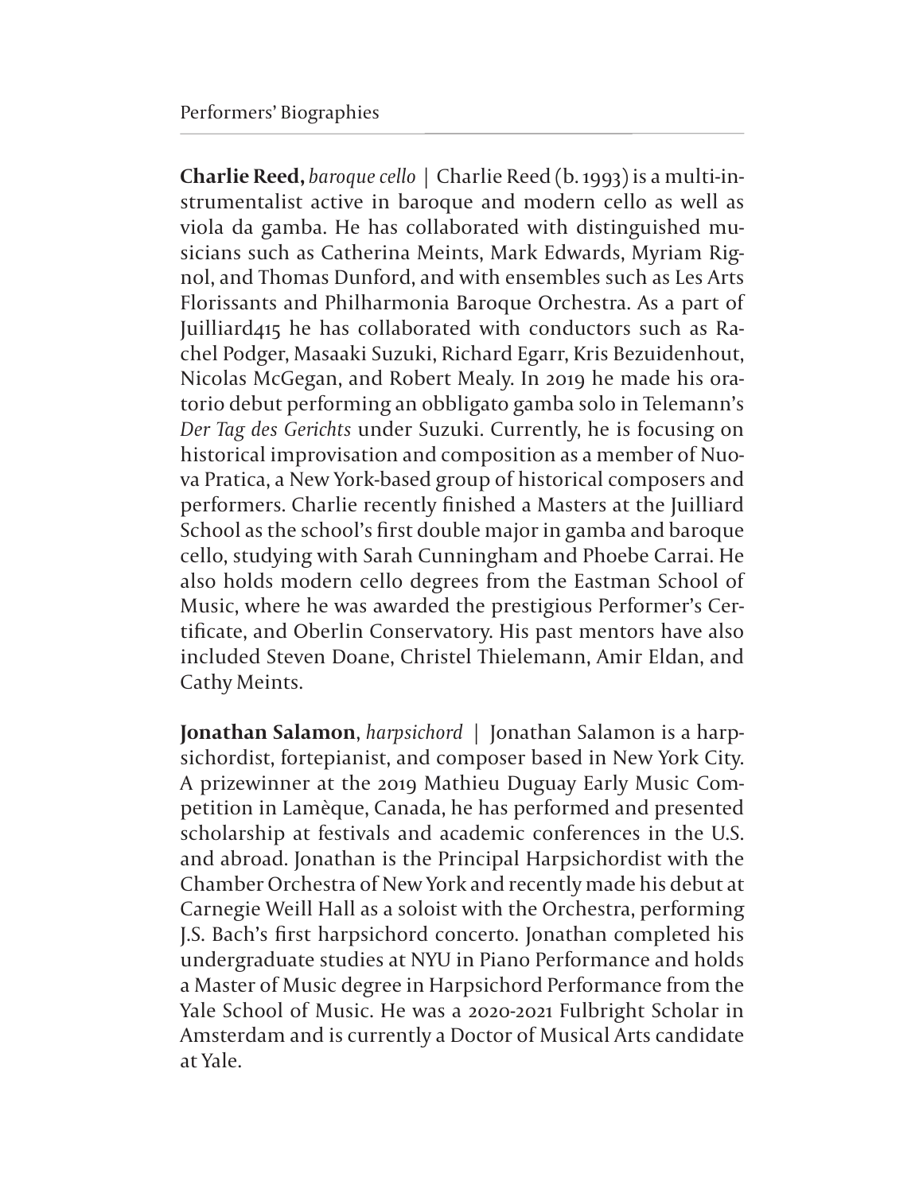**Charlie Reed,** *baroque cello* | Charlie Reed (b. 1993) is a multi-instrumentalist active in baroque and modern cello as well as viola da gamba. He has collaborated with distinguished musicians such as Catherina Meints, Mark Edwards, Myriam Rignol, and Thomas Dunford, and with ensembles such as Les Arts Florissants and Philharmonia Baroque Orchestra. As a part of Juilliard415 he has collaborated with conductors such as Rachel Podger, Masaaki Suzuki, Richard Egarr, Kris Bezuidenhout, Nicolas McGegan, and Robert Mealy. In 2019 he made his oratorio debut performing an obbligato gamba solo in Telemann's *Der Tag des Gerichts* under Suzuki. Currently, he is focusing on historical improvisation and composition as a member of Nuova Pratica, a New York-based group of historical composers and performers. Charlie recently finished a Masters at the Juilliard School as the school's first double major in gamba and baroque cello, studying with Sarah Cunningham and Phoebe Carrai. He also holds modern cello degrees from the Eastman School of Music, where he was awarded the prestigious Performer's Certificate, and Oberlin Conservatory. His past mentors have also included Steven Doane, Christel Thielemann, Amir Eldan, and Cathy Meints.

**Jonathan Salamon**, *harpsichord* | Jonathan Salamon is a harpsichordist, fortepianist, and composer based in New York City. A prizewinner at the 2019 Mathieu Duguay Early Music Competition in Lamèque, Canada, he has performed and presented scholarship at festivals and academic conferences in the U.S. and abroad. Jonathan is the Principal Harpsichordist with the Chamber Orchestra of New York and recently made his debut at Carnegie Weill Hall as a soloist with the Orchestra, performing J.S. Bach's first harpsichord concerto. Jonathan completed his undergraduate studies at NYU in Piano Performance and holds a Master of Music degree in Harpsichord Performance from the Yale School of Music. He was a 2020-2021 Fulbright Scholar in Amsterdam and is currently a Doctor of Musical Arts candidate at Yale.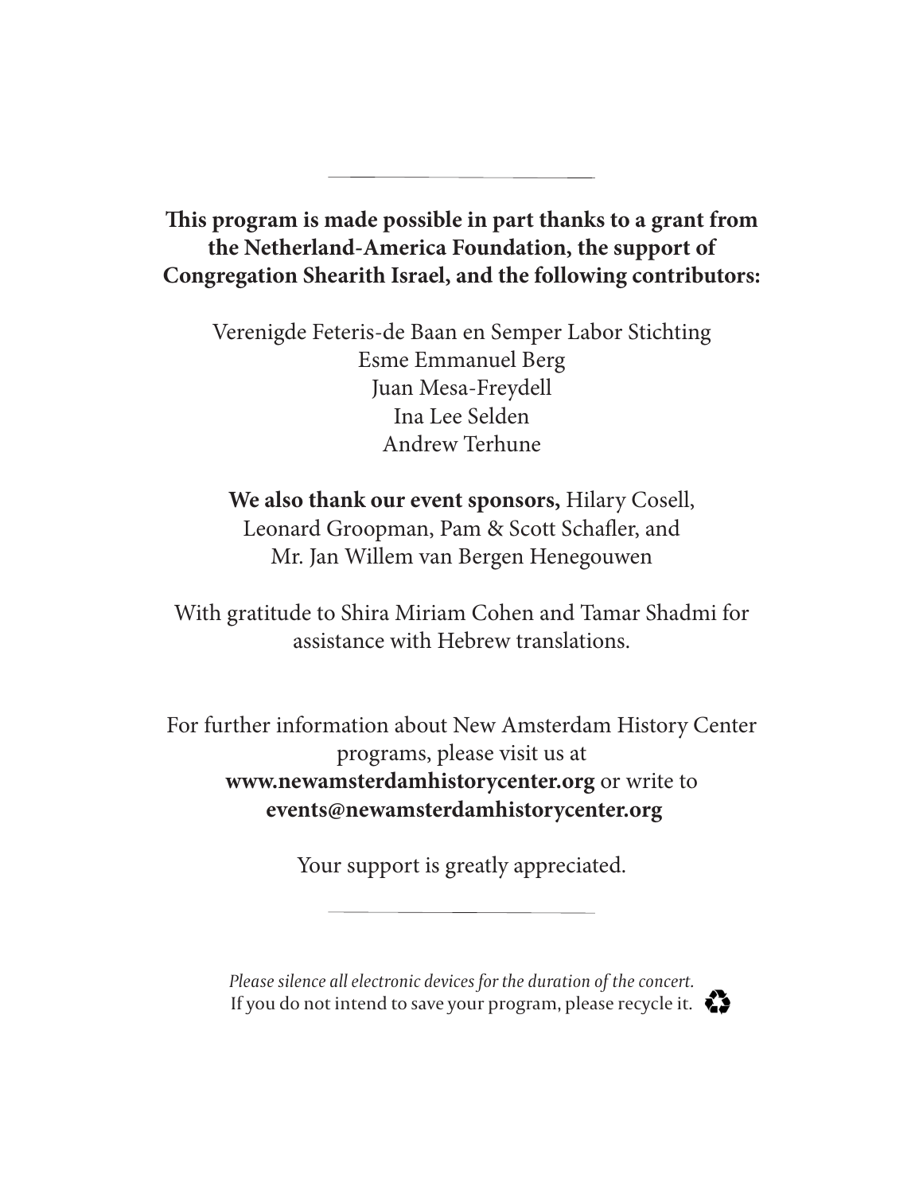---

**This program is made possible in part thanks to a grant from the Netherland-America Foundation, the support of Congregation Shearith Israel, and the following contributors:**

Verenigde Feteris-de Baan en Semper Labor Stichting
Esme Emmanuel Berg
Juan Mesa-Freydell
Ina Lee Selden
Andrew Terhune

**We also thank our event sponsors,** Hilary Cosell, Leonard Groopman, Pam & Scott Schafler, and Mr. Jan Willem van Bergen Henegouwen

With gratitude to Shira Miriam Cohen and Tamar Shadmi for assistance with Hebrew translations.

For further information about New Amsterdam History Center programs, please visit us at **www.newamsterdamhistorycenter.org** or write to **events@newamsterdamhistorycenter.org**

Your support is greatly appreciated.

---

*Please silence all electronic devices for the duration of the concert.*
If you do not intend to save your program, please recycle it. ♻